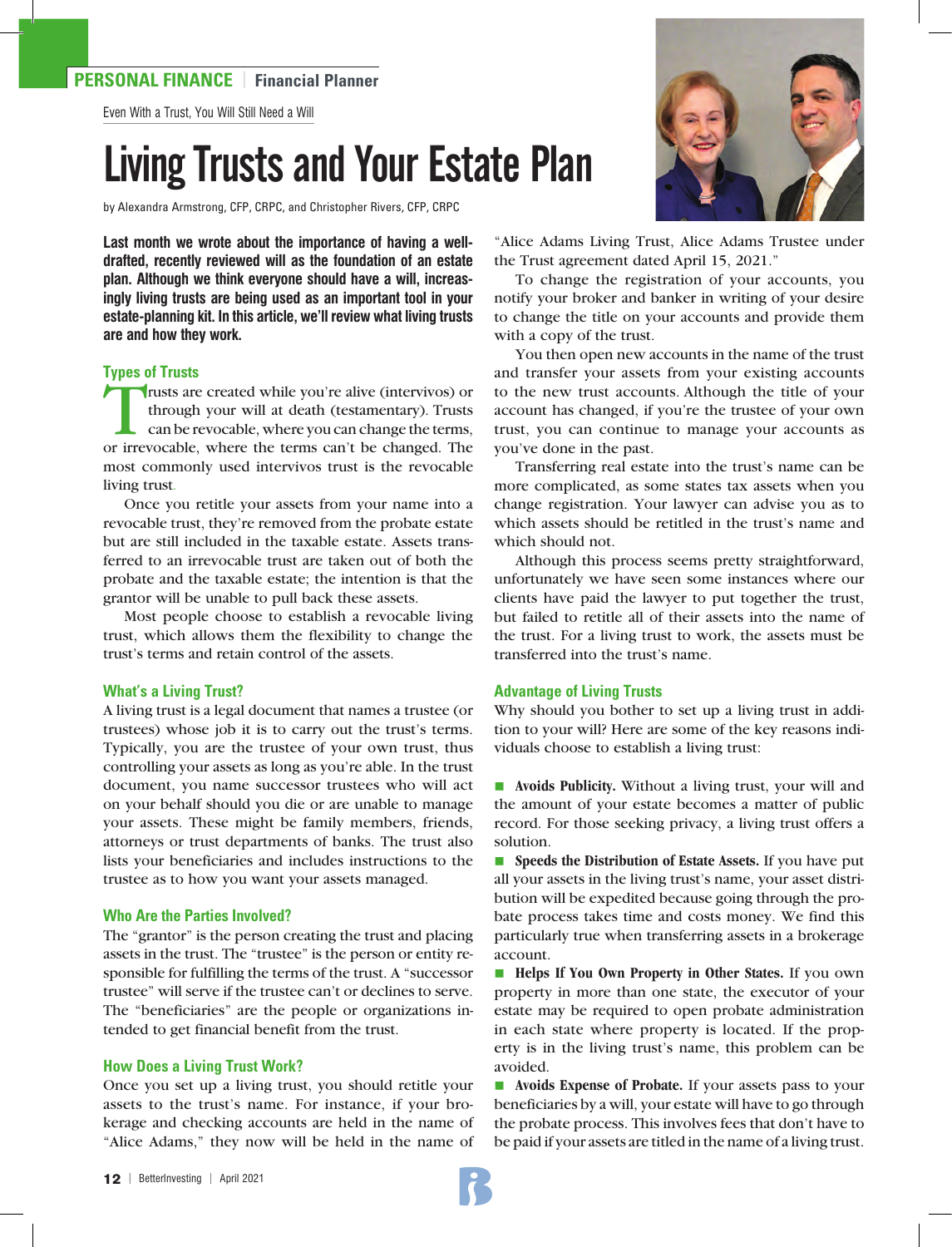PERSONAL FINANCE | Financial Planner

Even With a Trust, You Will Still Need a Will

# Living Trusts and Your Estate Plan

by Alexandra Armstrong, CFP, CRPC, and Christopher Rivers, CFP, CRPC

**Last month we wrote about the importance of having a well-drafted, recently reviewed will as the foundation of an estate plan. Although we think everyone should have a will, increasingly living trusts are being used as an important tool in your estate-planning kit. In this article, we'll review what living trusts are and how they work.**

## Types of Trusts

Trusts are created while you're alive (intervivos) or through your will at death (testamentary). Trusts can be revocable, where you can change the terms, or irrevocable, where the terms can't be changed. The most commonly used intervivos trust is the revocable living trust.

Once you retitle your assets from your name into a revocable trust, they're removed from the probate estate but are still included in the taxable estate. Assets transferred to an irrevocable trust are taken out of both the probate and the taxable estate; the intention is that the grantor will be unable to pull back these assets.

Most people choose to establish a revocable living trust, which allows them the flexibility to change the trust's terms and retain control of the assets.

## What's a Living Trust?

A living trust is a legal document that names a trustee (or trustees) whose job it is to carry out the trust's terms. Typically, you are the trustee of your own trust, thus controlling your assets as long as you're able. In the trust document, you name successor trustees who will act on your behalf should you die or are unable to manage your assets. These might be family members, friends, attorneys or trust departments of banks. The trust also lists your beneficiaries and includes instructions to the trustee as to how you want your assets managed.

## Who Are the Parties Involved?

The "grantor" is the person creating the trust and placing assets in the trust. The "trustee" is the person or entity responsible for fulfilling the terms of the trust. A "successor trustee" will serve if the trustee can't or declines to serve. The "beneficiaries" are the people or organizations intended to get financial benefit from the trust.

## How Does a Living Trust Work?

Once you set up a living trust, you should retitle your assets to the trust's name. For instance, if your brokerage and checking accounts are held in the name of "Alice Adams," they now will be held in the name of "Alice Adams Living Trust, Alice Adams Trustee under the Trust agreement dated April 15, 2021."

To change the registration of your accounts, you notify your broker and banker in writing of your desire to change the title on your accounts and provide them with a copy of the trust.

You then open new accounts in the name of the trust and transfer your assets from your existing accounts to the new trust accounts. Although the title of your account has changed, if you're the trustee of your own trust, you can continue to manage your accounts as you've done in the past.

Transferring real estate into the trust's name can be more complicated, as some states tax assets when you change registration. Your lawyer can advise you as to which assets should be retitled in the trust's name and which should not.

Although this process seems pretty straightforward, unfortunately we have seen some instances where our clients have paid the lawyer to put together the trust, but failed to retitle all of their assets into the name of the trust. For a living trust to work, the assets must be transferred into the trust's name.

## Advantage of Living Trusts

Why should you bother to set up a living trust in addition to your will? Here are some of the key reasons individuals choose to establish a living trust:

- **Avoids Publicity.** Without a living trust, your will and the amount of your estate becomes a matter of public record. For those seeking privacy, a living trust offers a solution.
- **Speeds the Distribution of Estate Assets.** If you have put all your assets in the living trust's name, your asset distribution will be expedited because going through the probate process takes time and costs money. We find this particularly true when transferring assets in a brokerage account.
- **Helps If You Own Property in Other States.** If you own property in more than one state, the executor of your estate may be required to open probate administration in each state where property is located. If the property is in the living trust's name, this problem can be avoided.
- **Avoids Expense of Probate.** If your assets pass to your beneficiaries by a will, your estate will have to go through the probate process. This involves fees that don't have to be paid if your assets are titled in the name of a living trust.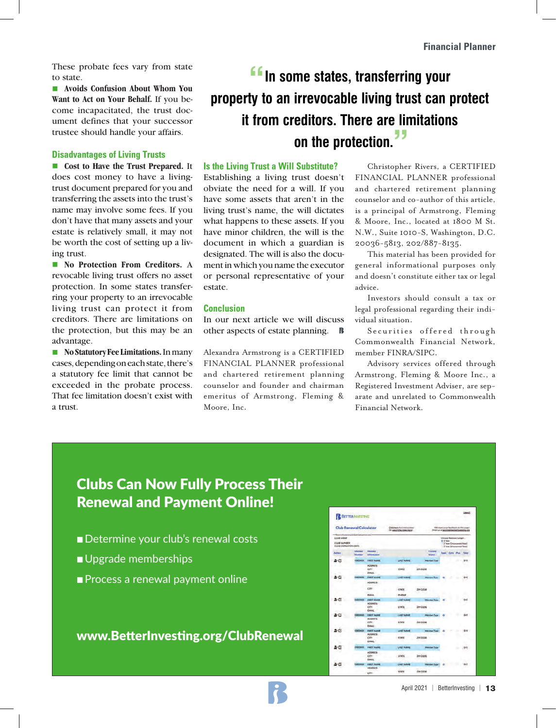These probate fees vary from state to state.

- **Avoids Confusion About Whom You Want to Act on Your Behalf.** If you become incapacitated, the trust document defines that your successor trustee should handle your affairs.

### Disadvantages of Living Trusts

- **Cost to Have the Trust Prepared.** It does cost money to have a living-trust document prepared for you and transferring the assets into the trust's name may involve some fees. If you don't have that many assets and your estate is relatively small, it may not be worth the cost of setting up a living trust.
- **No Protection From Creditors.** A revocable living trust offers no asset protection. In some states transferring your property to an irrevocable living trust can protect it from creditors. There are limitations on the protection, but this may be an advantage.
- **No Statutory Fee Limitations.** In many cases, depending on each state, there's a statutory fee limit that cannot be exceeded in the probate process. That fee limitation doesn't exist with a trust.

> **"In some states, transferring your property to an irrevocable living trust can protect it from creditors. There are limitations on the protection."**

### Is the Living Trust a Will Substitute?

Establishing a living trust doesn't obviate the need for a will. If you have some assets that aren't in the living trust's name, the will dictates what happens to these assets. If you have minor children, the will is the document in which a guardian is designated. The will is also the document in which you name the executor or personal representative of your estate.

### Conclusion

In our next article we will discuss other aspects of estate planning.

Alexandra Armstrong is a CERTIFIED FINANCIAL PLANNER professional and chartered retirement planning counselor and founder and chairman emeritus of Armstrong, Fleming & Moore, Inc.

Christopher Rivers, a CERTIFIED FINANCIAL PLANNER professional and chartered retirement planning counselor and co-author of this article, is a principal of Armstrong, Fleming & Moore, Inc., located at 1800 M St. N.W., Suite 1010-S, Washington, D.C. 20036-5813, 202/887-8135.

This material has been provided for general informational purposes only and doesn't constitute either tax or legal advice.

Investors should consult a tax or legal professional regarding their individual situation.

Securities offered through Commonwealth Financial Network, member FINRA/SIPC.

Advisory services offered through Armstrong, Fleming & Moore Inc., a Registered Investment Adviser, are separate and unrelated to Commonwealth Financial Network.

## Clubs Can Now Fully Process Their Renewal and Payment Online!

- Determine your club's renewal costs
- Upgrade memberships
- Process a renewal payment online

**www.BetterInvesting.org/ClubRenewal**